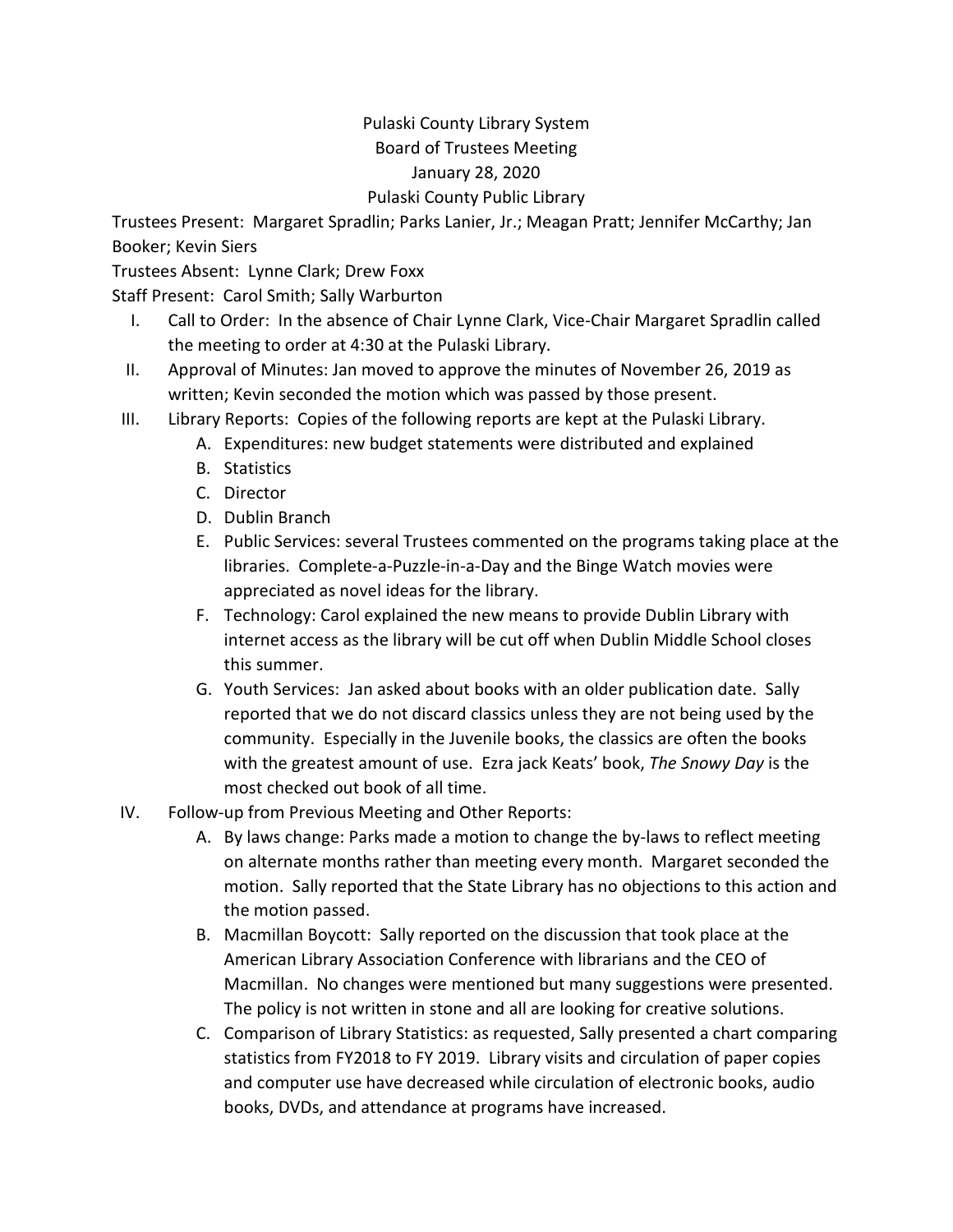Pulaski County Library System

Board of Trustees Meeting

January 28, 2020

Pulaski County Public Library

Trustees Present: Margaret Spradlin; Parks Lanier, Jr.; Meagan Pratt; Jennifer McCarthy; Jan Booker; Kevin Siers

Trustees Absent: Lynne Clark; Drew Foxx

Staff Present: Carol Smith; Sally Warburton

I. Call to Order: In the absence of Chair Lynne Clark, Vice-Chair Margaret Spradlin called the meeting to order at 4:30 at the Pulaski Library.

II. Approval of Minutes: Jan moved to approve the minutes of November 26, 2019 as written; Kevin seconded the motion which was passed by those present.

III. Library Reports: Copies of the following reports are kept at the Pulaski Library.
   A. Expenditures: new budget statements were distributed and explained
   B. Statistics
   C. Director
   D. Dublin Branch
   E. Public Services: several Trustees commented on the programs taking place at the libraries. Complete-a-Puzzle-in-a-Day and the Binge Watch movies were appreciated as novel ideas for the library.
   F. Technology: Carol explained the new means to provide Dublin Library with internet access as the library will be cut off when Dublin Middle School closes this summer.
   G. Youth Services: Jan asked about books with an older publication date. Sally reported that we do not discard classics unless they are not being used by the community. Especially in the Juvenile books, the classics are often the books with the greatest amount of use. Ezra jack Keats' book, *The Snowy Day* is the most checked out book of all time.

IV. Follow-up from Previous Meeting and Other Reports:
   A. By laws change: Parks made a motion to change the by-laws to reflect meeting on alternate months rather than meeting every month. Margaret seconded the motion. Sally reported that the State Library has no objections to this action and the motion passed.
   B. Macmillan Boycott: Sally reported on the discussion that took place at the American Library Association Conference with librarians and the CEO of Macmillan. No changes were mentioned but many suggestions were presented. The policy is not written in stone and all are looking for creative solutions.
   C. Comparison of Library Statistics: as requested, Sally presented a chart comparing statistics from FY2018 to FY 2019. Library visits and circulation of paper copies and computer use have decreased while circulation of electronic books, audio books, DVDs, and attendance at programs have increased.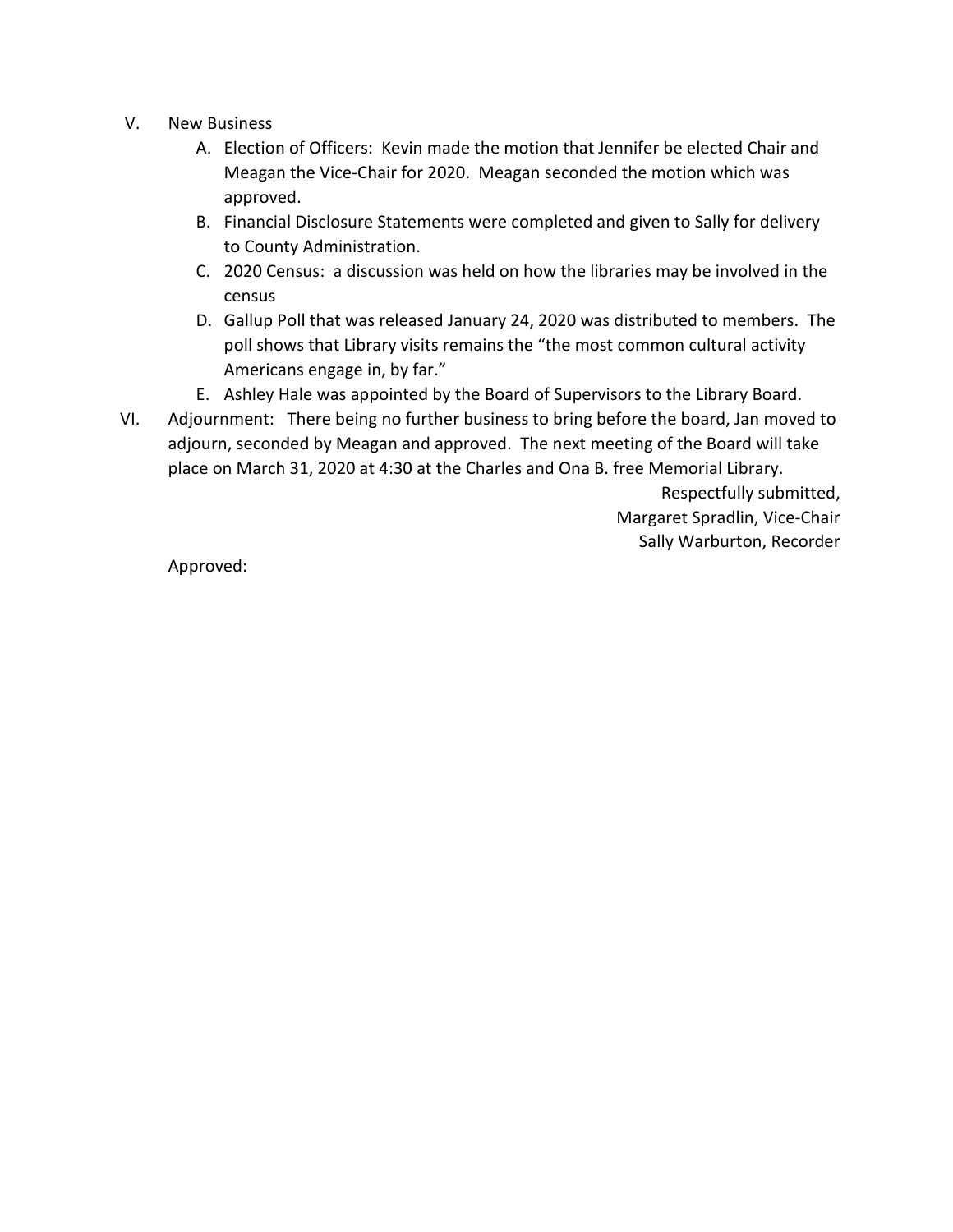V. New Business

   A. Election of Officers: Kevin made the motion that Jennifer be elected Chair and Meagan the Vice-Chair for 2020. Meagan seconded the motion which was approved.
   B. Financial Disclosure Statements were completed and given to Sally for delivery to County Administration.
   C. 2020 Census: a discussion was held on how the libraries may be involved in the census
   D. Gallup Poll that was released January 24, 2020 was distributed to members. The poll shows that Library visits remains the "the most common cultural activity Americans engage in, by far."
   E. Ashley Hale was appointed by the Board of Supervisors to the Library Board.

VI. Adjournment: There being no further business to bring before the board, Jan moved to adjourn, seconded by Meagan and approved. The next meeting of the Board will take place on March 31, 2020 at 4:30 at the Charles and Ona B. free Memorial Library.

Respectfully submitted,
Margaret Spradlin, Vice-Chair
Sally Warburton, Recorder

Approved: